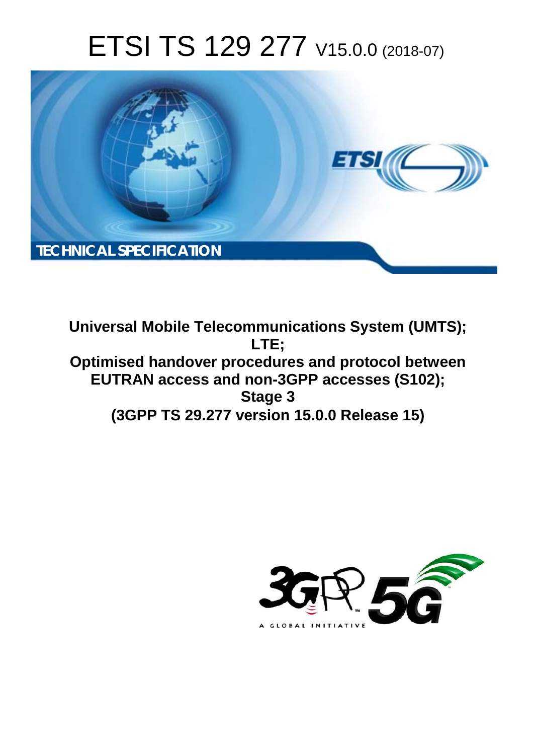# ETSI TS 129 277 V15.0.0 (2018-07)

TECHNICAL SPECIFICATION

**Universal Mobile Telecommunications System (UMTS);**
**LTE;**
**Optimised handover procedures and protocol between EUTRAN access and non-3GPP accesses (S102);**
**Stage 3**
**(3GPP TS 29.277 version 15.0.0 Release 15)**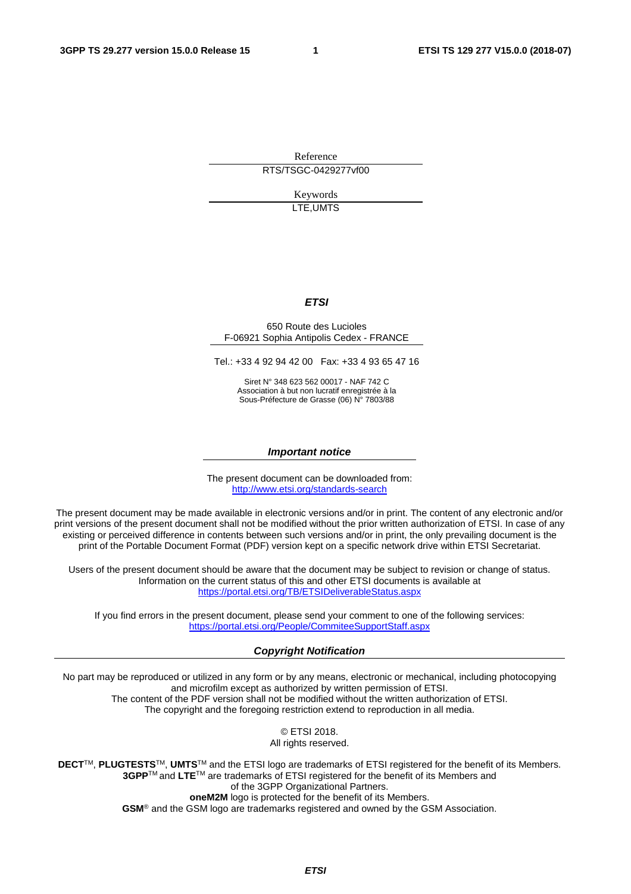Reference

RTS/TSGC-0429277vf00

Keywords

LTE,UMTS

***ETSI***

650 Route des Lucioles
F-06921 Sophia Antipolis Cedex - FRANCE

Tel.: +33 4 92 94 42 00 Fax: +33 4 93 65 47 16

Siret N° 348 623 562 00017 - NAF 742 C
Association à but non lucratif enregistrée à la
Sous-Préfecture de Grasse (06) N° 7803/88

***Important notice***

The present document can be downloaded from:
http://www.etsi.org/standards-search

The present document may be made available in electronic versions and/or in print. The content of any electronic and/or print versions of the present document shall not be modified without the prior written authorization of ETSI. In case of any existing or perceived difference in contents between such versions and/or in print, the only prevailing document is the print of the Portable Document Format (PDF) version kept on a specific network drive within ETSI Secretariat.

Users of the present document should be aware that the document may be subject to revision or change of status. Information on the current status of this and other ETSI documents is available at
https://portal.etsi.org/TB/ETSIDeliverableStatus.aspx

If you find errors in the present document, please send your comment to one of the following services:
https://portal.etsi.org/People/CommiteeSupportStaff.aspx

***Copyright Notification***

No part may be reproduced or utilized in any form or by any means, electronic or mechanical, including photocopying and microfilm except as authorized by written permission of ETSI.
The content of the PDF version shall not be modified without the written authorization of ETSI.
The copyright and the foregoing restriction extend to reproduction in all media.

© ETSI 2018.
All rights reserved.

**DECT**™, **PLUGTESTS**™, **UMTS**™ and the ETSI logo are trademarks of ETSI registered for the benefit of its Members.
**3GPP**™ and **LTE**™ are trademarks of ETSI registered for the benefit of its Members and of the 3GPP Organizational Partners.
**oneM2M** logo is protected for the benefit of its Members.
**GSM**® and the GSM logo are trademarks registered and owned by the GSM Association.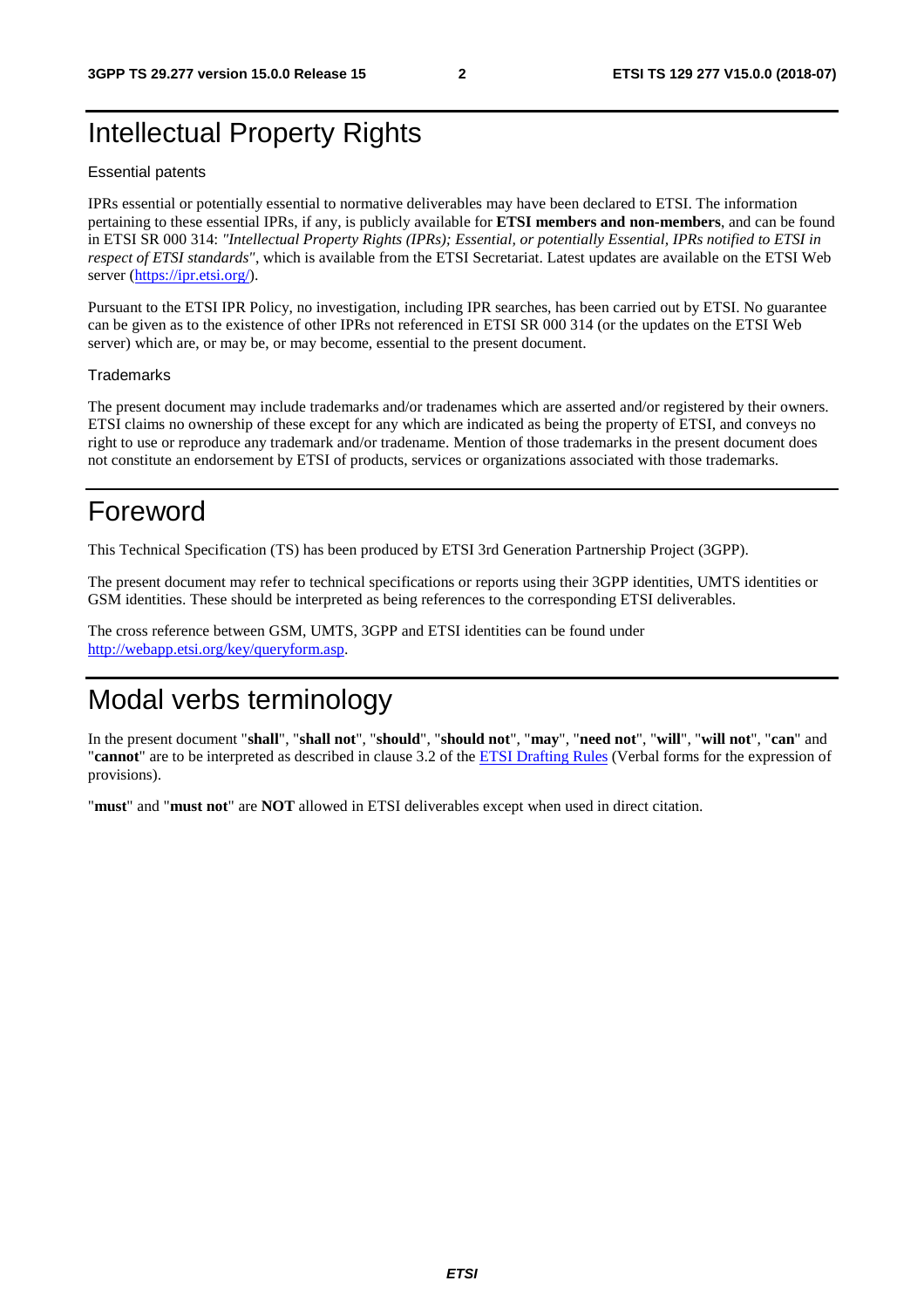# Intellectual Property Rights

## Essential patents

IPRs essential or potentially essential to normative deliverables may have been declared to ETSI. The information pertaining to these essential IPRs, if any, is publicly available for **ETSI members and non-members**, and can be found in ETSI SR 000 314: *"Intellectual Property Rights (IPRs); Essential, or potentially Essential, IPRs notified to ETSI in respect of ETSI standards"*, which is available from the ETSI Secretariat. Latest updates are available on the ETSI Web server (https://ipr.etsi.org/).

Pursuant to the ETSI IPR Policy, no investigation, including IPR searches, has been carried out by ETSI. No guarantee can be given as to the existence of other IPRs not referenced in ETSI SR 000 314 (or the updates on the ETSI Web server) which are, or may be, or may become, essential to the present document.

## Trademarks

The present document may include trademarks and/or tradenames which are asserted and/or registered by their owners. ETSI claims no ownership of these except for any which are indicated as being the property of ETSI, and conveys no right to use or reproduce any trademark and/or tradename. Mention of those trademarks in the present document does not constitute an endorsement by ETSI of products, services or organizations associated with those trademarks.

# Foreword

This Technical Specification (TS) has been produced by ETSI 3rd Generation Partnership Project (3GPP).

The present document may refer to technical specifications or reports using their 3GPP identities, UMTS identities or GSM identities. These should be interpreted as being references to the corresponding ETSI deliverables.

The cross reference between GSM, UMTS, 3GPP and ETSI identities can be found under http://webapp.etsi.org/key/queryform.asp.

# Modal verbs terminology

In the present document "**shall**", "**shall not**", "**should**", "**should not**", "**may**", "**need not**", "**will**", "**will not**", "**can**" and "**cannot**" are to be interpreted as described in clause 3.2 of the ETSI Drafting Rules (Verbal forms for the expression of provisions).

"**must**" and "**must not**" are **NOT** allowed in ETSI deliverables except when used in direct citation.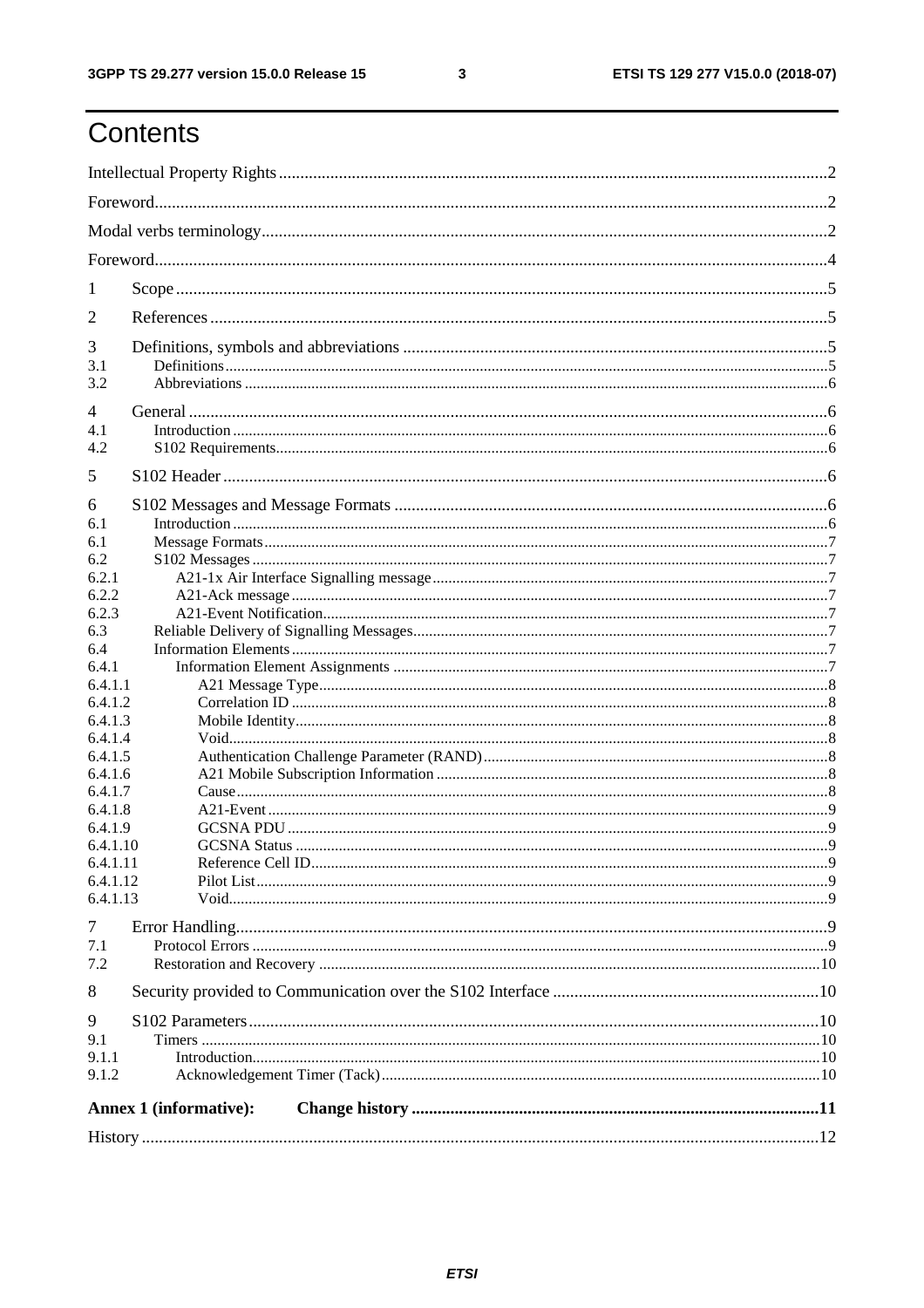# Contents

Intellectual Property Rights ..... 2
Foreword ..... 2
Modal verbs terminology ..... 2
Foreword ..... 4
1 Scope ..... 5
2 References ..... 5
3 Definitions, symbols and abbreviations ..... 5
3.1 Definitions ..... 5
3.2 Abbreviations ..... 6
4 General ..... 6
4.1 Introduction ..... 6
4.2 S102 Requirements ..... 6
5 S102 Header ..... 6
6 S102 Messages and Message Formats ..... 6
6.1 Introduction ..... 6
6.1 Message Formats ..... 7
6.2 S102 Messages ..... 7
6.2.1 A21-1x Air Interface Signalling message ..... 7
6.2.2 A21-Ack message ..... 7
6.2.3 A21-Event Notification ..... 7
6.3 Reliable Delivery of Signalling Messages ..... 7
6.4 Information Elements ..... 7
6.4.1 Information Element Assignments ..... 7
6.4.1.1 A21 Message Type ..... 8
6.4.1.2 Correlation ID ..... 8
6.4.1.3 Mobile Identity ..... 8
6.4.1.4 Void ..... 8
6.4.1.5 Authentication Challenge Parameter (RAND) ..... 8
6.4.1.6 A21 Mobile Subscription Information ..... 8
6.4.1.7 Cause ..... 8
6.4.1.8 A21-Event ..... 9
6.4.1.9 GCSNA PDU ..... 9
6.4.1.10 GCSNA Status ..... 9
6.4.1.11 Reference Cell ID ..... 9
6.4.1.12 Pilot List ..... 9
6.4.1.13 Void ..... 9
7 Error Handling ..... 9
7.1 Protocol Errors ..... 9
7.2 Restoration and Recovery ..... 10
8 Security provided to Communication over the S102 Interface ..... 10
9 S102 Parameters ..... 10
9.1 Timers ..... 10
9.1.1 Introduction ..... 10
9.1.2 Acknowledgement Timer (Tack) ..... 10
**Annex 1 (informative): Change history ..... 11**
History ..... 12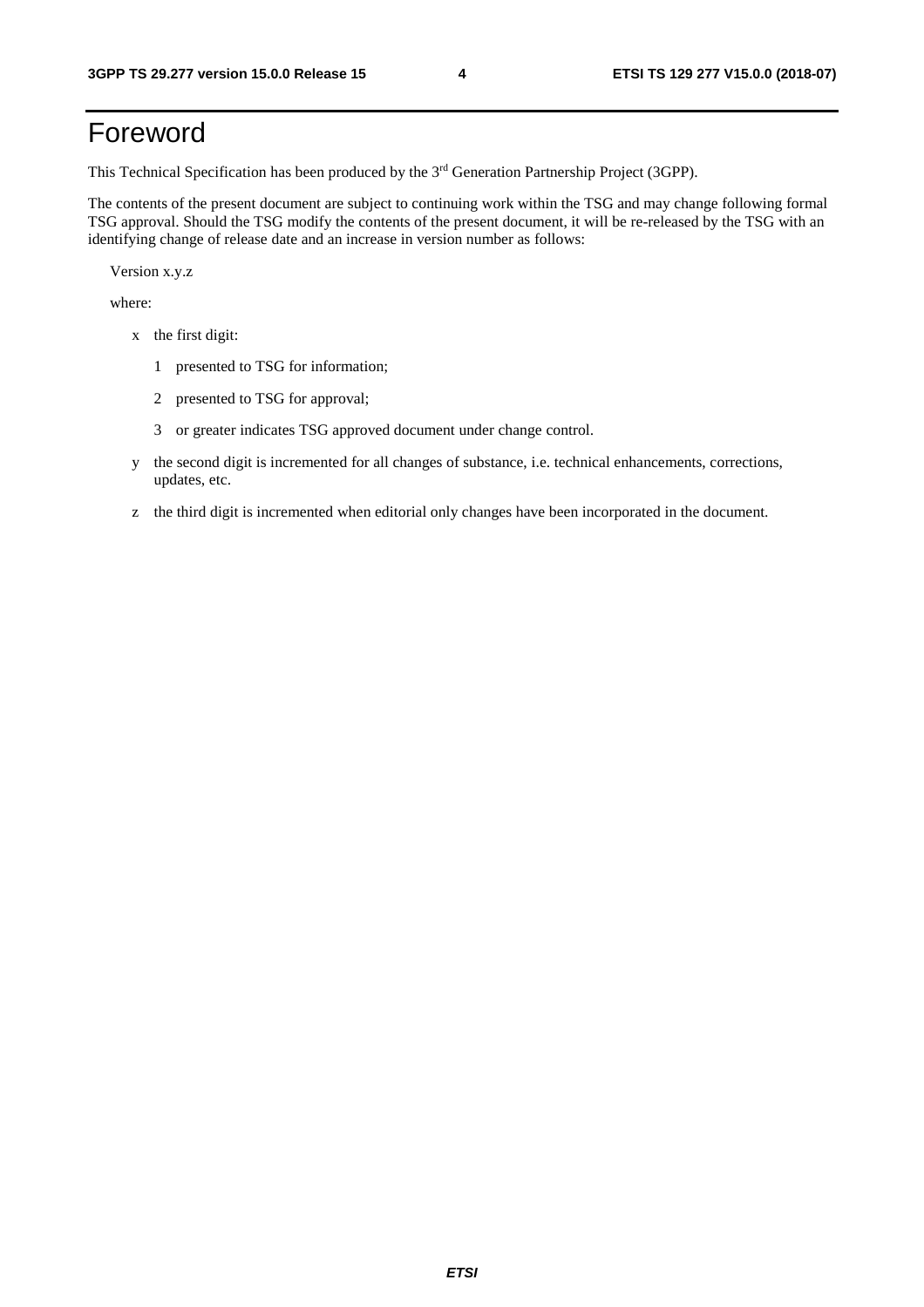# Foreword

This Technical Specification has been produced by the 3rd Generation Partnership Project (3GPP).

The contents of the present document are subject to continuing work within the TSG and may change following formal TSG approval. Should the TSG modify the contents of the present document, it will be re-released by the TSG with an identifying change of release date and an increase in version number as follows:

Version x.y.z

where:

- x the first digit:
  - 1 presented to TSG for information;
  - 2 presented to TSG for approval;
  - 3 or greater indicates TSG approved document under change control.
- y the second digit is incremented for all changes of substance, i.e. technical enhancements, corrections, updates, etc.
- z the third digit is incremented when editorial only changes have been incorporated in the document.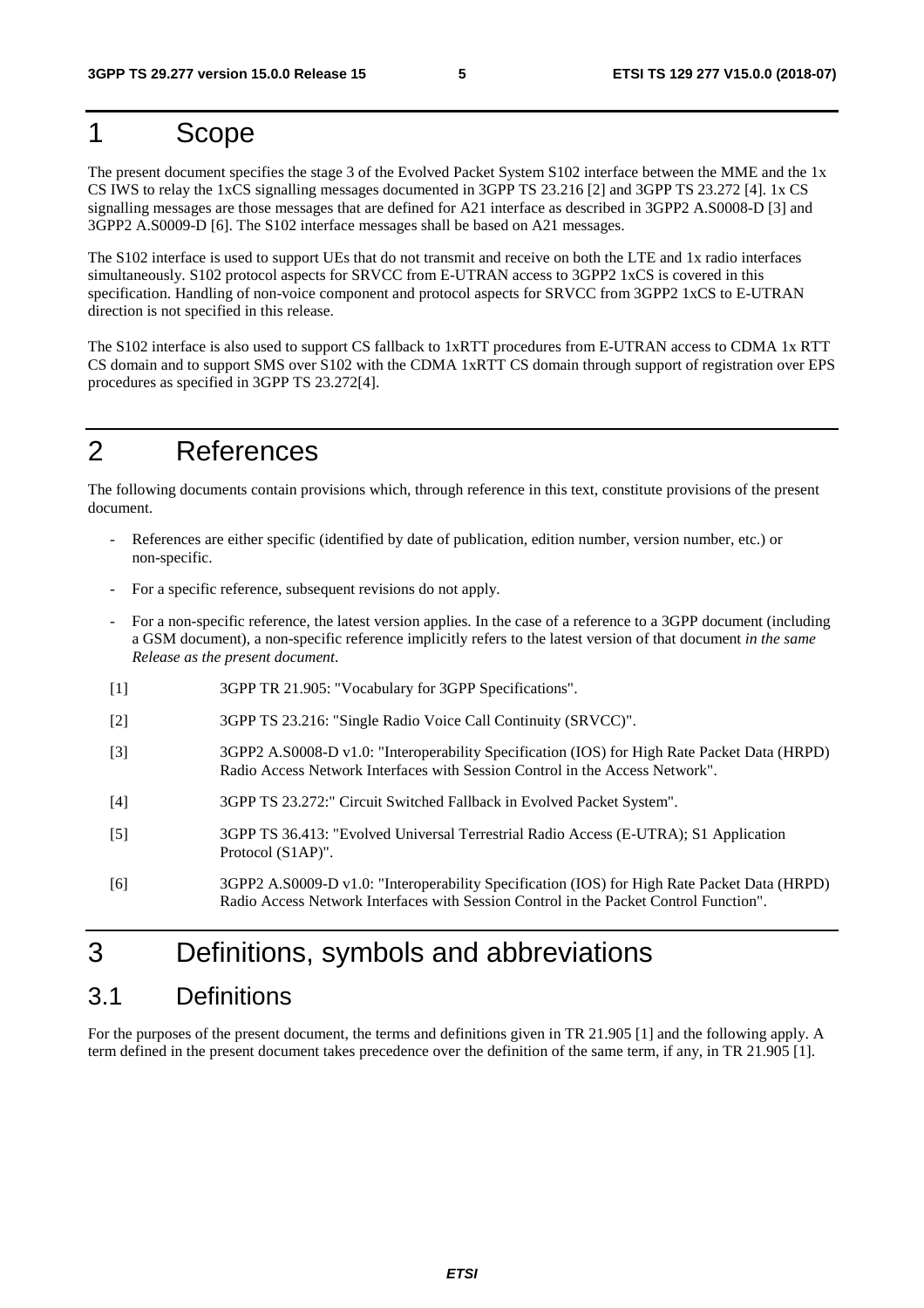# 1 Scope

The present document specifies the stage 3 of the Evolved Packet System S102 interface between the MME and the 1x CS IWS to relay the 1xCS signalling messages documented in 3GPP TS 23.216 [2] and 3GPP TS 23.272 [4]. 1x CS signalling messages are those messages that are defined for A21 interface as described in 3GPP2 A.S0008-D [3] and 3GPP2 A.S0009-D [6]. The S102 interface messages shall be based on A21 messages.

The S102 interface is used to support UEs that do not transmit and receive on both the LTE and 1x radio interfaces simultaneously. S102 protocol aspects for SRVCC from E-UTRAN access to 3GPP2 1xCS is covered in this specification. Handling of non-voice component and protocol aspects for SRVCC from 3GPP2 1xCS to E-UTRAN direction is not specified in this release.

The S102 interface is also used to support CS fallback to 1xRTT procedures from E-UTRAN access to CDMA 1x RTT CS domain and to support SMS over S102 with the CDMA 1xRTT CS domain through support of registration over EPS procedures as specified in 3GPP TS 23.272[4].

# 2 References

The following documents contain provisions which, through reference in this text, constitute provisions of the present document.

- References are either specific (identified by date of publication, edition number, version number, etc.) or non-specific.
- For a specific reference, subsequent revisions do not apply.
- For a non-specific reference, the latest version applies. In the case of a reference to a 3GPP document (including a GSM document), a non-specific reference implicitly refers to the latest version of that document *in the same Release as the present document*.

[1] 3GPP TR 21.905: "Vocabulary for 3GPP Specifications".

[2] 3GPP TS 23.216: "Single Radio Voice Call Continuity (SRVCC)".

[3] 3GPP2 A.S0008-D v1.0: "Interoperability Specification (IOS) for High Rate Packet Data (HRPD) Radio Access Network Interfaces with Session Control in the Access Network".

[4] 3GPP TS 23.272:" Circuit Switched Fallback in Evolved Packet System".

[5] 3GPP TS 36.413: "Evolved Universal Terrestrial Radio Access (E-UTRA); S1 Application Protocol (S1AP)".

[6] 3GPP2 A.S0009-D v1.0: "Interoperability Specification (IOS) for High Rate Packet Data (HRPD) Radio Access Network Interfaces with Session Control in the Packet Control Function".

# 3 Definitions, symbols and abbreviations

## 3.1 Definitions

For the purposes of the present document, the terms and definitions given in TR 21.905 [1] and the following apply. A term defined in the present document takes precedence over the definition of the same term, if any, in TR 21.905 [1].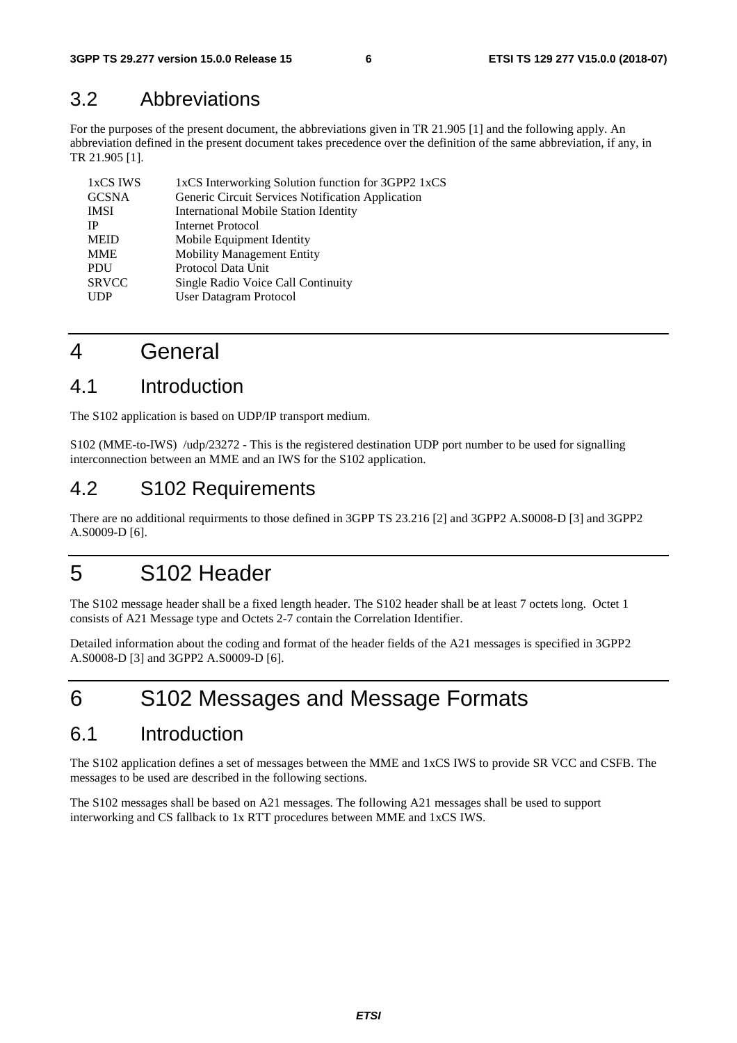## 3.2 Abbreviations

For the purposes of the present document, the abbreviations given in TR 21.905 [1] and the following apply. An abbreviation defined in the present document takes precedence over the definition of the same abbreviation, if any, in TR 21.905 [1].

| | |
|---|---|
| 1xCS IWS | 1xCS Interworking Solution function for 3GPP2 1xCS |
| GCSNA | Generic Circuit Services Notification Application |
| IMSI | International Mobile Station Identity |
| IP | Internet Protocol |
| MEID | Mobile Equipment Identity |
| MME | Mobility Management Entity |
| PDU | Protocol Data Unit |
| SRVCC | Single Radio Voice Call Continuity |
| UDP | User Datagram Protocol |

# 4 General

## 4.1 Introduction

The S102 application is based on UDP/IP transport medium.

S102 (MME-to-IWS) /udp/23272 - This is the registered destination UDP port number to be used for signalling interconnection between an MME and an IWS for the S102 application.

## 4.2 S102 Requirements

There are no additional requirments to those defined in 3GPP TS 23.216 [2] and 3GPP2 A.S0008-D [3] and 3GPP2 A.S0009-D [6].

# 5 S102 Header

The S102 message header shall be a fixed length header. The S102 header shall be at least 7 octets long. Octet 1 consists of A21 Message type and Octets 2-7 contain the Correlation Identifier.

Detailed information about the coding and format of the header fields of the A21 messages is specified in 3GPP2 A.S0008-D [3] and 3GPP2 A.S0009-D [6].

# 6 S102 Messages and Message Formats

## 6.1 Introduction

The S102 application defines a set of messages between the MME and 1xCS IWS to provide SR VCC and CSFB. The messages to be used are described in the following sections.

The S102 messages shall be based on A21 messages. The following A21 messages shall be used to support interworking and CS fallback to 1x RTT procedures between MME and 1xCS IWS.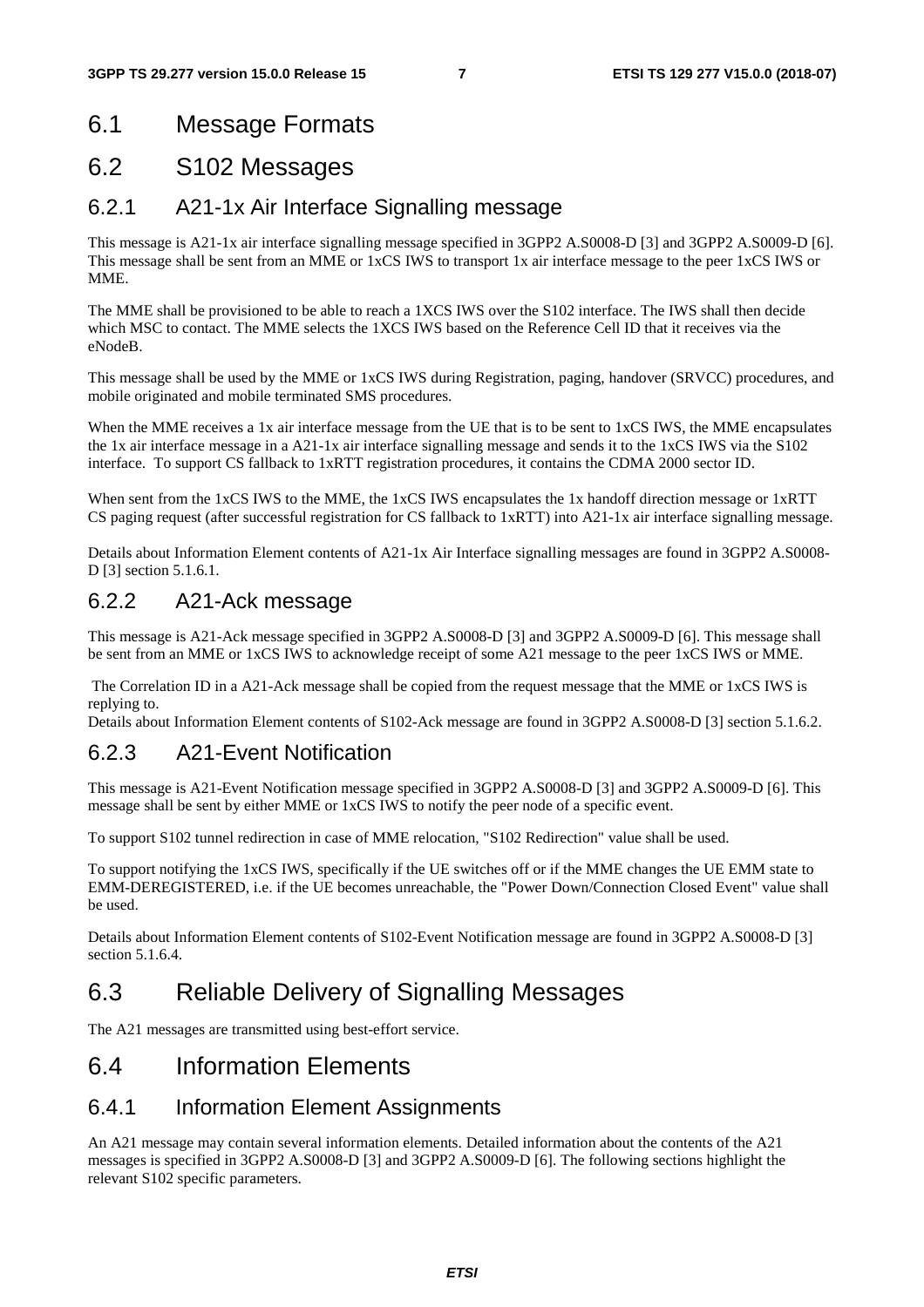# 6.1 Message Formats

# 6.2 S102 Messages

## 6.2.1 A21-1x Air Interface Signalling message

This message is A21-1x air interface signalling message specified in 3GPP2 A.S0008-D [3] and 3GPP2 A.S0009-D [6]. This message shall be sent from an MME or 1xCS IWS to transport 1x air interface message to the peer 1xCS IWS or MME.

The MME shall be provisioned to be able to reach a 1XCS IWS over the S102 interface. The IWS shall then decide which MSC to contact. The MME selects the 1XCS IWS based on the Reference Cell ID that it receives via the eNodeB.

This message shall be used by the MME or 1xCS IWS during Registration, paging, handover (SRVCC) procedures, and mobile originated and mobile terminated SMS procedures.

When the MME receives a 1x air interface message from the UE that is to be sent to 1xCS IWS, the MME encapsulates the 1x air interface message in a A21-1x air interface signalling message and sends it to the 1xCS IWS via the S102 interface. To support CS fallback to 1xRTT registration procedures, it contains the CDMA 2000 sector ID.

When sent from the 1xCS IWS to the MME, the 1xCS IWS encapsulates the 1x handoff direction message or 1xRTT CS paging request (after successful registration for CS fallback to 1xRTT) into A21-1x air interface signalling message.

Details about Information Element contents of A21-1x Air Interface signalling messages are found in 3GPP2 A.S0008-D [3] section 5.1.6.1.

## 6.2.2 A21-Ack message

This message is A21-Ack message specified in 3GPP2 A.S0008-D [3] and 3GPP2 A.S0009-D [6]. This message shall be sent from an MME or 1xCS IWS to acknowledge receipt of some A21 message to the peer 1xCS IWS or MME.

The Correlation ID in a A21-Ack message shall be copied from the request message that the MME or 1xCS IWS is replying to.

Details about Information Element contents of S102-Ack message are found in 3GPP2 A.S0008-D [3] section 5.1.6.2.

## 6.2.3 A21-Event Notification

This message is A21-Event Notification message specified in 3GPP2 A.S0008-D [3] and 3GPP2 A.S0009-D [6]. This message shall be sent by either MME or 1xCS IWS to notify the peer node of a specific event.

To support S102 tunnel redirection in case of MME relocation, "S102 Redirection" value shall be used.

To support notifying the 1xCS IWS, specifically if the UE switches off or if the MME changes the UE EMM state to EMM-DEREGISTERED, i.e. if the UE becomes unreachable, the "Power Down/Connection Closed Event" value shall be used.

Details about Information Element contents of S102-Event Notification message are found in 3GPP2 A.S0008-D [3] section 5.1.6.4.

# 6.3 Reliable Delivery of Signalling Messages

The A21 messages are transmitted using best-effort service.

# 6.4 Information Elements

## 6.4.1 Information Element Assignments

An A21 message may contain several information elements. Detailed information about the contents of the A21 messages is specified in 3GPP2 A.S0008-D [3] and 3GPP2 A.S0009-D [6]. The following sections highlight the relevant S102 specific parameters.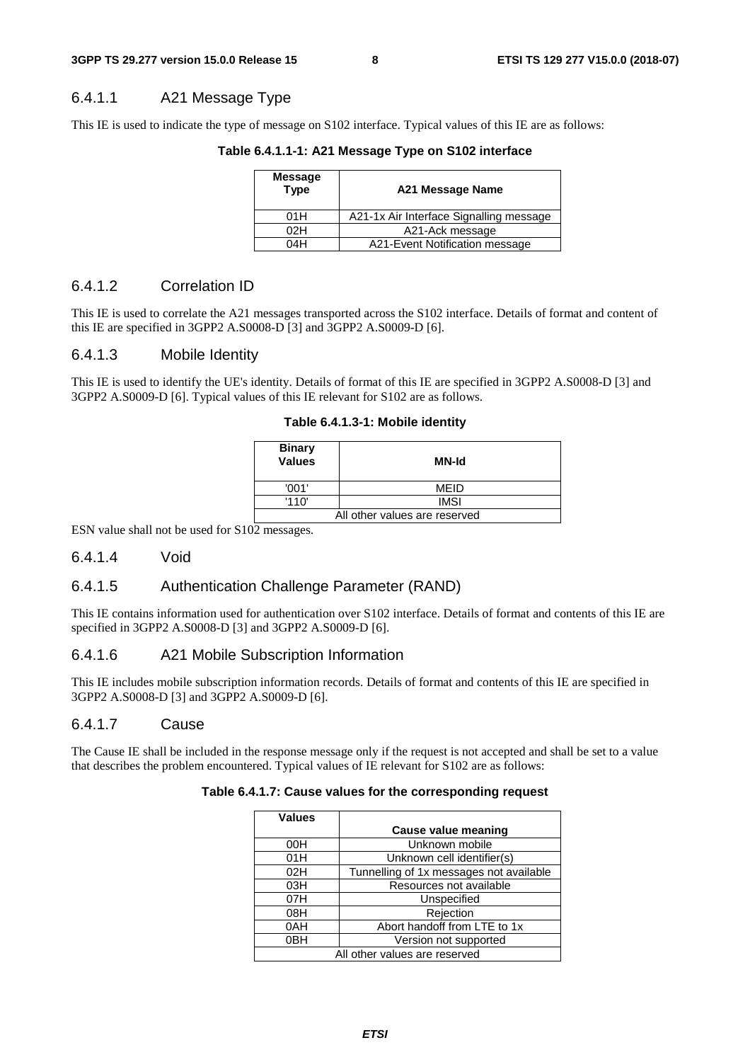### 6.4.1.1 A21 Message Type

This IE is used to indicate the type of message on S102 interface. Typical values of this IE are as follows:

**Table 6.4.1.1-1: A21 Message Type on S102 interface**

| Message Type | A21 Message Name |
|---|---|
| 01H | A21-1x Air Interface Signalling message |
| 02H | A21-Ack message |
| 04H | A21-Event Notification message |

### 6.4.1.2 Correlation ID

This IE is used to correlate the A21 messages transported across the S102 interface. Details of format and content of this IE are specified in 3GPP2 A.S0008-D [3] and 3GPP2 A.S0009-D [6].

### 6.4.1.3 Mobile Identity

This IE is used to identify the UE's identity. Details of format of this IE are specified in 3GPP2 A.S0008-D [3] and 3GPP2 A.S0009-D [6]. Typical values of this IE relevant for S102 are as follows.

**Table 6.4.1.3-1: Mobile identity**

| Binary Values | MN-Id |
|---|---|
| '001' | MEID |
| '110' | IMSI |
| All other values are reserved | |

ESN value shall not be used for S102 messages.

### 6.4.1.4 Void

### 6.4.1.5 Authentication Challenge Parameter (RAND)

This IE contains information used for authentication over S102 interface. Details of format and contents of this IE are specified in 3GPP2 A.S0008-D [3] and 3GPP2 A.S0009-D [6].

### 6.4.1.6 A21 Mobile Subscription Information

This IE includes mobile subscription information records. Details of format and contents of this IE are specified in 3GPP2 A.S0008-D [3] and 3GPP2 A.S0009-D [6].

### 6.4.1.7 Cause

The Cause IE shall be included in the response message only if the request is not accepted and shall be set to a value that describes the problem encountered. Typical values of IE relevant for S102 are as follows:

**Table 6.4.1.7: Cause values for the corresponding request**

| Values | Cause value meaning |
|---|---|
| 00H | Unknown mobile |
| 01H | Unknown cell identifier(s) |
| 02H | Tunnelling of 1x messages not available |
| 03H | Resources not available |
| 07H | Unspecified |
| 08H | Rejection |
| 0AH | Abort handoff from LTE to 1x |
| 0BH | Version not supported |
| All other values are reserved | |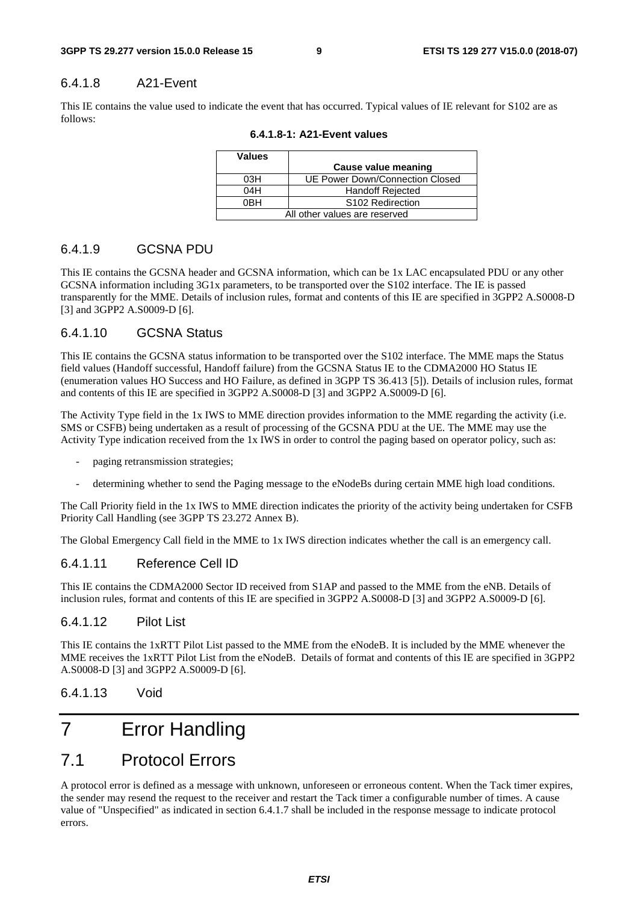#### 6.4.1.8 A21-Event

This IE contains the value used to indicate the event that has occurred. Typical values of IE relevant for S102 are as follows:

**6.4.1.8-1: A21-Event values**

| Values | Cause value meaning |
|---|---|
| 03H | UE Power Down/Connection Closed |
| 04H | Handoff Rejected |
| 0BH | S102 Redirection |
| All other values are reserved | |

#### 6.4.1.9 GCSNA PDU

This IE contains the GCSNA header and GCSNA information, which can be 1x LAC encapsulated PDU or any other GCSNA information including 3G1x parameters, to be transported over the S102 interface. The IE is passed transparently for the MME. Details of inclusion rules, format and contents of this IE are specified in 3GPP2 A.S0008-D [3] and 3GPP2 A.S0009-D [6].

#### 6.4.1.10 GCSNA Status

This IE contains the GCSNA status information to be transported over the S102 interface. The MME maps the Status field values (Handoff successful, Handoff failure) from the GCSNA Status IE to the CDMA2000 HO Status IE (enumeration values HO Success and HO Failure, as defined in 3GPP TS 36.413 [5]). Details of inclusion rules, format and contents of this IE are specified in 3GPP2 A.S0008-D [3] and 3GPP2 A.S0009-D [6].

The Activity Type field in the 1x IWS to MME direction provides information to the MME regarding the activity (i.e. SMS or CSFB) being undertaken as a result of processing of the GCSNA PDU at the UE. The MME may use the Activity Type indication received from the 1x IWS in order to control the paging based on operator policy, such as:

- paging retransmission strategies;
- determining whether to send the Paging message to the eNodeBs during certain MME high load conditions.

The Call Priority field in the 1x IWS to MME direction indicates the priority of the activity being undertaken for CSFB Priority Call Handling (see 3GPP TS 23.272 Annex B).

The Global Emergency Call field in the MME to 1x IWS direction indicates whether the call is an emergency call.

#### 6.4.1.11 Reference Cell ID

This IE contains the CDMA2000 Sector ID received from S1AP and passed to the MME from the eNB. Details of inclusion rules, format and contents of this IE are specified in 3GPP2 A.S0008-D [3] and 3GPP2 A.S0009-D [6].

#### 6.4.1.12 Pilot List

This IE contains the 1xRTT Pilot List passed to the MME from the eNodeB. It is included by the MME whenever the MME receives the 1xRTT Pilot List from the eNodeB. Details of format and contents of this IE are specified in 3GPP2 A.S0008-D [3] and 3GPP2 A.S0009-D [6].

#### 6.4.1.13 Void

# 7 Error Handling

## 7.1 Protocol Errors

A protocol error is defined as a message with unknown, unforeseen or erroneous content. When the Tack timer expires, the sender may resend the request to the receiver and restart the Tack timer a configurable number of times. A cause value of "Unspecified" as indicated in section 6.4.1.7 shall be included in the response message to indicate protocol errors.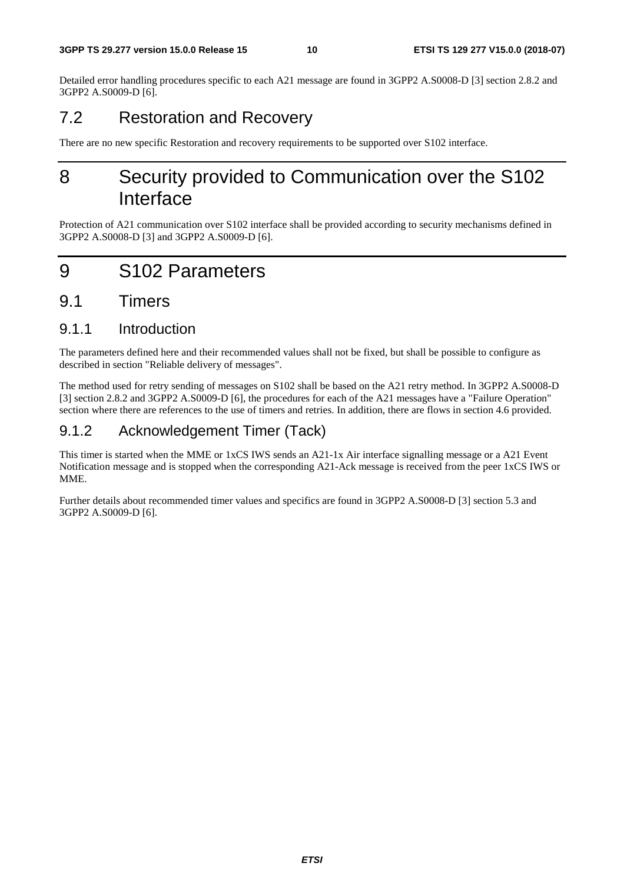Detailed error handling procedures specific to each A21 message are found in 3GPP2 A.S0008-D [3] section 2.8.2 and 3GPP2 A.S0009-D [6].

## 7.2 Restoration and Recovery

There are no new specific Restoration and recovery requirements to be supported over S102 interface.

# 8 Security provided to Communication over the S102 Interface

Protection of A21 communication over S102 interface shall be provided according to security mechanisms defined in 3GPP2 A.S0008-D [3] and 3GPP2 A.S0009-D [6].

# 9 S102 Parameters

## 9.1 Timers

### 9.1.1 Introduction

The parameters defined here and their recommended values shall not be fixed, but shall be possible to configure as described in section "Reliable delivery of messages".

The method used for retry sending of messages on S102 shall be based on the A21 retry method. In 3GPP2 A.S0008-D [3] section 2.8.2 and 3GPP2 A.S0009-D [6], the procedures for each of the A21 messages have a "Failure Operation" section where there are references to the use of timers and retries. In addition, there are flows in section 4.6 provided.

### 9.1.2 Acknowledgement Timer (Tack)

This timer is started when the MME or 1xCS IWS sends an A21-1x Air interface signalling message or a A21 Event Notification message and is stopped when the corresponding A21-Ack message is received from the peer 1xCS IWS or MME.

Further details about recommended timer values and specifics are found in 3GPP2 A.S0008-D [3] section 5.3 and 3GPP2 A.S0009-D [6].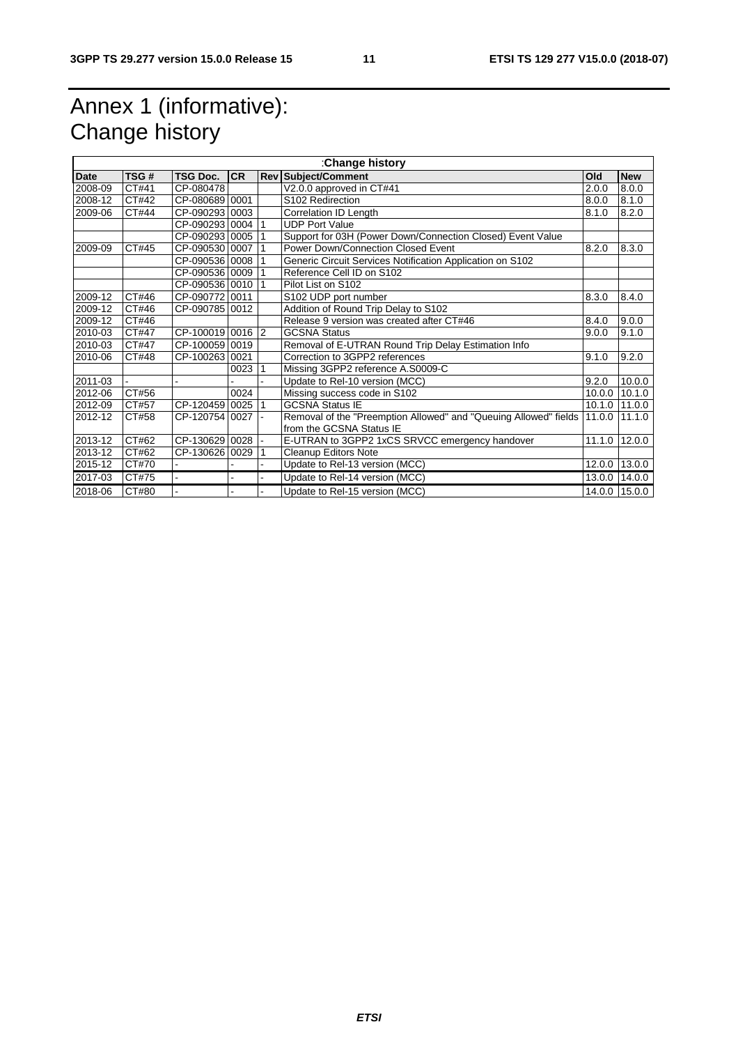# Annex 1 (informative): Change history

| :Change history | | | | | | | |
|---|---|---|---|---|---|---|---|
| **Date** | **TSG #** | **TSG Doc.** | **CR** | **Rev** | **Subject/Comment** | **Old** | **New** |
| 2008-09 | CT#41 | CP-080478 | | | V2.0.0 approved in CT#41 | 2.0.0 | 8.0.0 |
| 2008-12 | CT#42 | CP-080689 | 0001 | | S102 Redirection | 8.0.0 | 8.1.0 |
| 2009-06 | CT#44 | CP-090293 | 0003 | | Correlation ID Length | 8.1.0 | 8.2.0 |
| | | CP-090293 | 0004 | 1 | UDP Port Value | | |
| | | CP-090293 | 0005 | 1 | Support for 03H (Power Down/Connection Closed) Event Value | | |
| 2009-09 | CT#45 | CP-090530 | 0007 | 1 | Power Down/Connection Closed Event | 8.2.0 | 8.3.0 |
| | | CP-090536 | 0008 | 1 | Generic Circuit Services Notification Application on S102 | | |
| | | CP-090536 | 0009 | 1 | Reference Cell ID on S102 | | |
| | | CP-090536 | 0010 | 1 | Pilot List on S102 | | |
| 2009-12 | CT#46 | CP-090772 | 0011 | | S102 UDP port number | 8.3.0 | 8.4.0 |
| 2009-12 | CT#46 | CP-090785 | 0012 | | Addition of Round Trip Delay to S102 | | |
| 2009-12 | CT#46 | | | | Release 9 version was created after CT#46 | 8.4.0 | 9.0.0 |
| 2010-03 | CT#47 | CP-100019 | 0016 | 2 | GCSNA Status | 9.0.0 | 9.1.0 |
| 2010-03 | CT#47 | CP-100059 | 0019 | | Removal of E-UTRAN Round Trip Delay Estimation Info | | |
| 2010-06 | CT#48 | CP-100263 | 0021 | | Correction to 3GPP2 references | 9.1.0 | 9.2.0 |
| | | | 0023 | 1 | Missing 3GPP2 reference A.S0009-C | | |
| 2011-03 | - | - | - | - | Update to Rel-10 version (MCC) | 9.2.0 | 10.0.0 |
| 2012-06 | CT#56 | | 0024 | | Missing success code in S102 | 10.0.0 | 10.1.0 |
| 2012-09 | CT#57 | CP-120459 | 0025 | 1 | GCSNA Status IE | 10.1.0 | 11.0.0 |
| 2012-12 | CT#58 | CP-120754 | 0027 | - | Removal of the "Preemption Allowed" and "Queuing Allowed" fields from the GCSNA Status IE | 11.0.0 | 11.1.0 |
| 2013-12 | CT#62 | CP-130629 | 0028 | - | E-UTRAN to 3GPP2 1xCS SRVCC emergency handover | 11.1.0 | 12.0.0 |
| 2013-12 | CT#62 | CP-130626 | 0029 | 1 | Cleanup Editors Note | | |
| 2015-12 | CT#70 | - | - | - | Update to Rel-13 version (MCC) | 12.0.0 | 13.0.0 |
| 2017-03 | CT#75 | - | - | - | Update to Rel-14 version (MCC) | 13.0.0 | 14.0.0 |
| 2018-06 | CT#80 | - | - | - | Update to Rel-15 version (MCC) | 14.0.0 | 15.0.0 |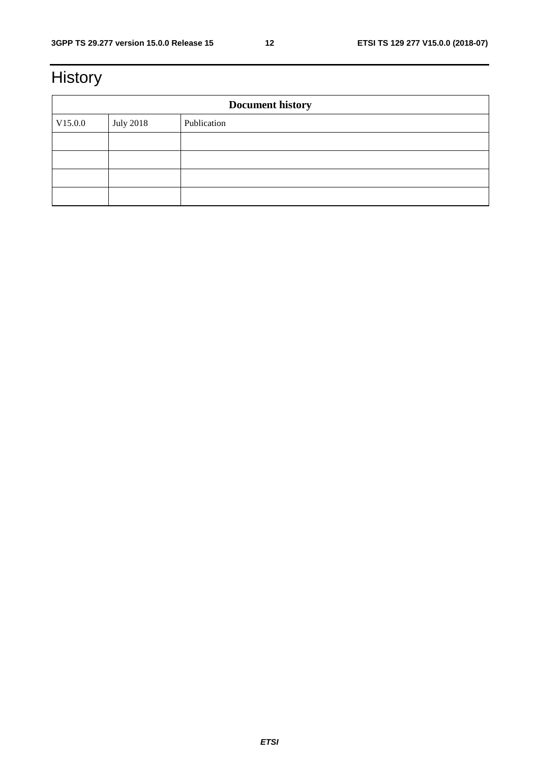# History

| Document history | | |
|---|---|---|
| V15.0.0 | July 2018 | Publication |
| | | |
| | | |
| | | |
| | | |